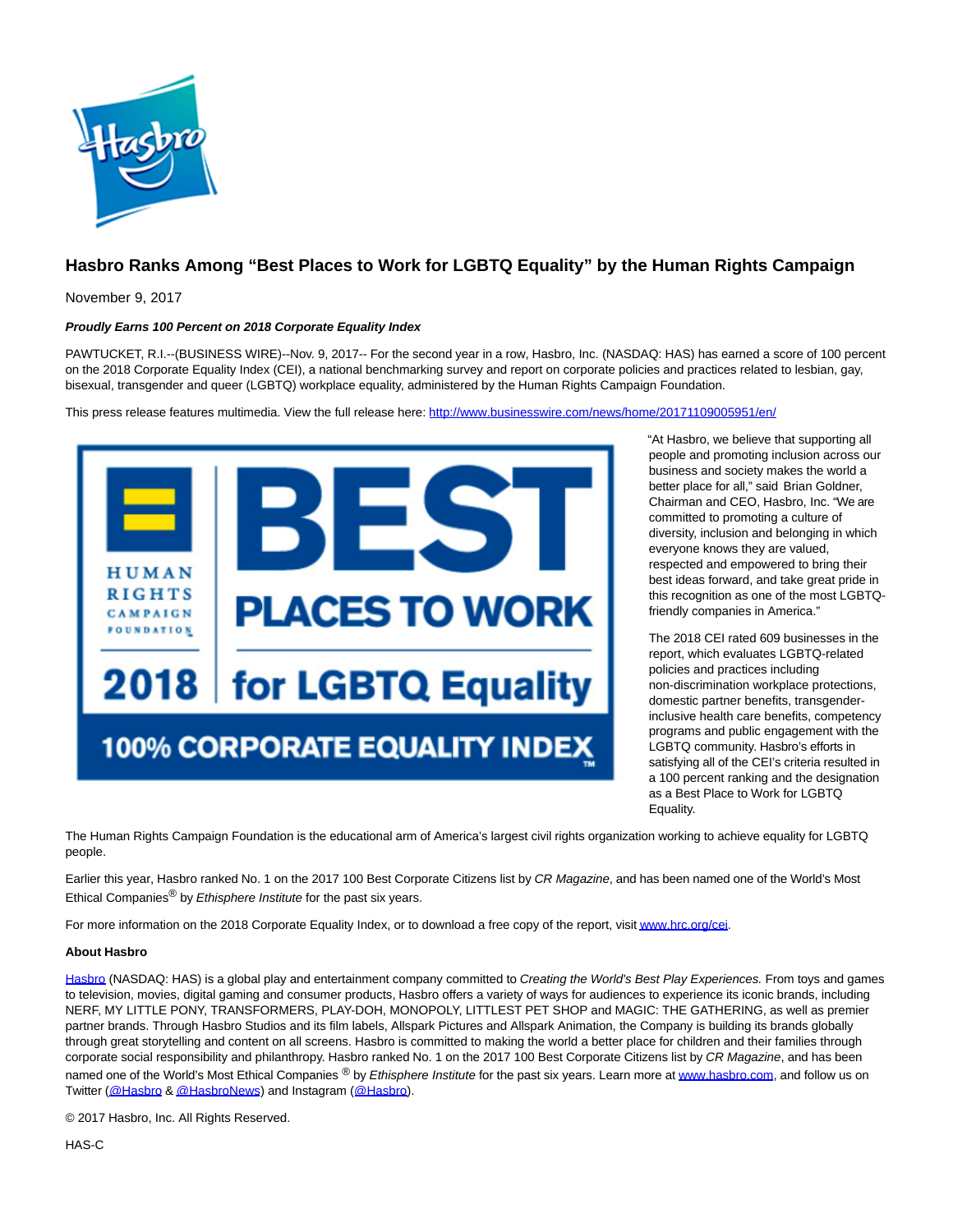# Hasbro Ranks Among "Best Places to Work for LGBTQ Equality" by the Human Rights Campaign

November 9, 2017

***Proudly Earns 100 Percent on 2018 Corporate Equality Index***

PAWTUCKET, R.I.--(BUSINESS WIRE)--Nov. 9, 2017-- For the second year in a row, Hasbro, Inc. (NASDAQ: HAS) has earned a score of 100 percent on the 2018 Corporate Equality Index (CEI), a national benchmarking survey and report on corporate policies and practices related to lesbian, gay, bisexual, transgender and queer (LGBTQ) workplace equality, administered by the Human Rights Campaign Foundation.

This press release features multimedia. View the full release here: http://www.businesswire.com/news/home/20171109005951/en/

"At Hasbro, we believe that supporting all people and promoting inclusion across our business and society makes the world a better place for all," said Brian Goldner, Chairman and CEO, Hasbro, Inc. "We are committed to promoting a culture of diversity, inclusion and belonging in which everyone knows they are valued, respected and empowered to bring their best ideas forward, and take great pride in this recognition as one of the most LGBTQ-friendly companies in America."

The 2018 CEI rated 609 businesses in the report, which evaluates LGBTQ-related policies and practices including non-discrimination workplace protections, domestic partner benefits, transgender-inclusive health care benefits, competency programs and public engagement with the LGBTQ community. Hasbro's efforts in satisfying all of the CEI's criteria resulted in a 100 percent ranking and the designation as a Best Place to Work for LGBTQ Equality.

The Human Rights Campaign Foundation is the educational arm of America's largest civil rights organization working to achieve equality for LGBTQ people.

Earlier this year, Hasbro ranked No. 1 on the 2017 100 Best Corporate Citizens list by *CR Magazine*, and has been named one of the World's Most Ethical Companies® by *Ethisphere Institute* for the past six years.

For more information on the 2018 Corporate Equality Index, or to download a free copy of the report, visit www.hrc.org/cei.

**About Hasbro**

Hasbro (NASDAQ: HAS) is a global play and entertainment company committed to *Creating the World's Best Play Experiences.* From toys and games to television, movies, digital gaming and consumer products, Hasbro offers a variety of ways for audiences to experience its iconic brands, including NERF, MY LITTLE PONY, TRANSFORMERS, PLAY-DOH, MONOPOLY, LITTLEST PET SHOP and MAGIC: THE GATHERING, as well as premier partner brands. Through Hasbro Studios and its film labels, Allspark Pictures and Allspark Animation, the Company is building its brands globally through great storytelling and content on all screens. Hasbro is committed to making the world a better place for children and their families through corporate social responsibility and philanthropy. Hasbro ranked No. 1 on the 2017 100 Best Corporate Citizens list by *CR Magazine*, and has been named one of the World's Most Ethical Companies ® by *Ethisphere Institute* for the past six years. Learn more at www.hasbro.com, and follow us on Twitter (@Hasbro & @HasbroNews) and Instagram (@Hasbro).

© 2017 Hasbro, Inc. All Rights Reserved.

HAS-C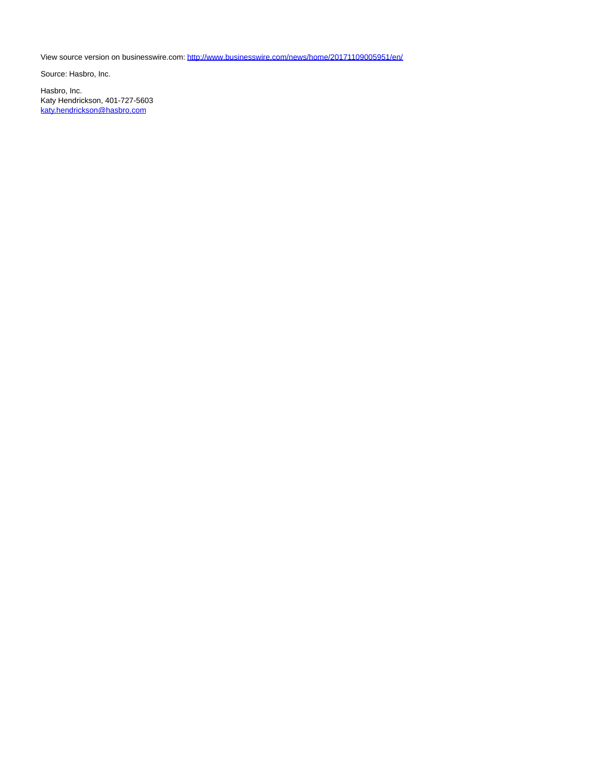View source version on businesswire.com: http://www.businesswire.com/news/home/20171109005951/en/

Source: Hasbro, Inc.

Hasbro, Inc.
Katy Hendrickson, 401-727-5603
katy.hendrickson@hasbro.com